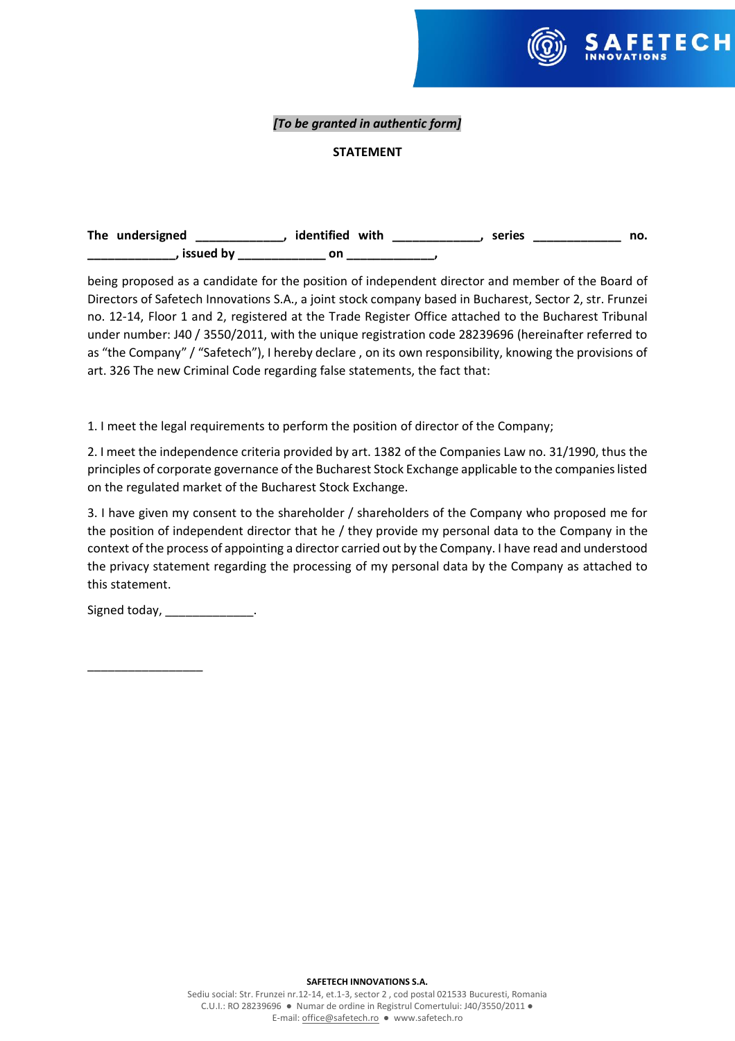*[To be granted in authentic form]*

**STATEMENT**

**The undersigned _____________, identified with _____________, series _____________ no. _____________, issued by _____________ on _____________,**

being proposed as a candidate for the position of independent director and member of the Board of Directors of Safetech Innovations S.A., a joint stock company based in Bucharest, Sector 2, str. Frunzei no. 12-14, Floor 1 and 2, registered at the Trade Register Office attached to the Bucharest Tribunal under number: J40 / 3550/2011, with the unique registration code 28239696 (hereinafter referred to as "the Company" / "Safetech"), I hereby declare , on its own responsibility, knowing the provisions of art. 326 The new Criminal Code regarding false statements, the fact that:

1. I meet the legal requirements to perform the position of director of the Company;

2. I meet the independence criteria provided by art. 1382 of the Companies Law no. 31/1990, thus the principles of corporate governance of the Bucharest Stock Exchange applicable to the companies listed on the regulated market of the Bucharest Stock Exchange.

3. I have given my consent to the shareholder / shareholders of the Company who proposed me for the position of independent director that he / they provide my personal data to the Company in the context of the process of appointing a director carried out by the Company. I have read and understood the privacy statement regarding the processing of my personal data by the Company as attached to this statement.

Signed today, _____________.

_________________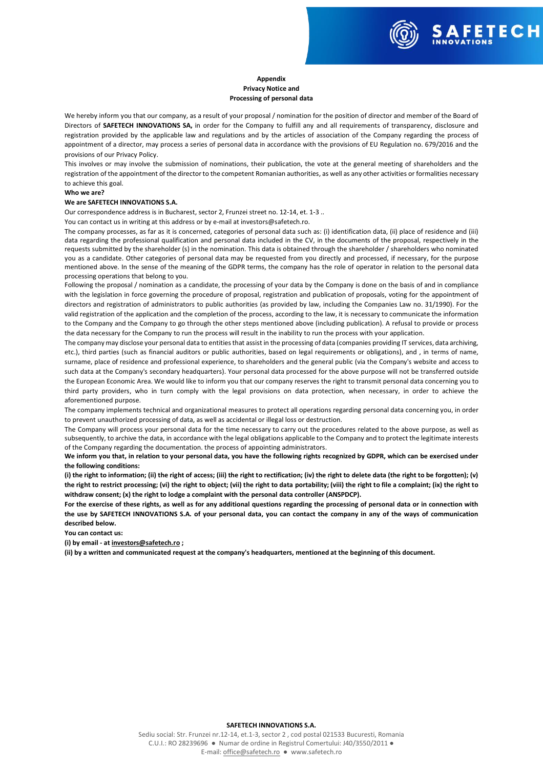**Appendix**
**Privacy Notice and**
**Processing of personal data**

We hereby inform you that our company, as a result of your proposal / nomination for the position of director and member of the Board of Directors of **SAFETECH INNOVATIONS SA,** in order for the Company to fulfill any and all requirements of transparency, disclosure and registration provided by the applicable law and regulations and by the articles of association of the Company regarding the process of appointment of a director, may process a series of personal data in accordance with the provisions of EU Regulation no. 679/2016 and the provisions of our Privacy Policy.

This involves or may involve the submission of nominations, their publication, the vote at the general meeting of shareholders and the registration of the appointment of the director to the competent Romanian authorities, as well as any other activities or formalities necessary to achieve this goal.

**Who we are?**

**We are SAFETECH INNOVATIONS S.A.**

Our correspondence address is in Bucharest, sector 2, Frunzei street no. 12-14, et. 1-3 ..

You can contact us in writing at this address or by e-mail at investors@safetech.ro.

The company processes, as far as it is concerned, categories of personal data such as: (i) identification data, (ii) place of residence and (iii) data regarding the professional qualification and personal data included in the CV, in the documents of the proposal, respectively in the requests submitted by the shareholder (s) in the nomination. This data is obtained through the shareholder / shareholders who nominated you as a candidate. Other categories of personal data may be requested from you directly and processed, if necessary, for the purpose mentioned above. In the sense of the meaning of the GDPR terms, the company has the role of operator in relation to the personal data processing operations that belong to you.

Following the proposal / nomination as a candidate, the processing of your data by the Company is done on the basis of and in compliance with the legislation in force governing the procedure of proposal, registration and publication of proposals, voting for the appointment of directors and registration of administrators to public authorities (as provided by law, including the Companies Law no. 31/1990). For the valid registration of the application and the completion of the process, according to the law, it is necessary to communicate the information to the Company and the Company to go through the other steps mentioned above (including publication). A refusal to provide or process the data necessary for the Company to run the process will result in the inability to run the process with your application.

The company may disclose your personal data to entities that assist in the processing of data (companies providing IT services, data archiving, etc.), third parties (such as financial auditors or public authorities, based on legal requirements or obligations), and , in terms of name, surname, place of residence and professional experience, to shareholders and the general public (via the Company's website and access to such data at the Company's secondary headquarters). Your personal data processed for the above purpose will not be transferred outside the European Economic Area. We would like to inform you that our company reserves the right to transmit personal data concerning you to third party providers, who in turn comply with the legal provisions on data protection, when necessary, in order to achieve the aforementioned purpose.

The company implements technical and organizational measures to protect all operations regarding personal data concerning you, in order to prevent unauthorized processing of data, as well as accidental or illegal loss or destruction.

The Company will process your personal data for the time necessary to carry out the procedures related to the above purpose, as well as subsequently, to archive the data, in accordance with the legal obligations applicable to the Company and to protect the legitimate interests of the Company regarding the documentation. the process of appointing administrators.

**We inform you that, in relation to your personal data, you have the following rights recognized by GDPR, which can be exercised under the following conditions:**

**(i) the right to information; (ii) the right of access; (iii) the right to rectification; (iv) the right to delete data (the right to be forgotten); (v) the right to restrict processing; (vi) the right to object; (vii) the right to data portability; (viii) the right to file a complaint; (ix) the right to withdraw consent; (x) the right to lodge a complaint with the personal data controller (ANSPDCP).**

**For the exercise of these rights, as well as for any additional questions regarding the processing of personal data or in connection with the use by SAFETECH INNOVATIONS S.A. of your personal data, you can contact the company in any of the ways of communication described below.**

**You can contact us:**

**(i) by email - at investors@safetech.ro ;**

**(ii) by a written and communicated request at the company's headquarters, mentioned at the beginning of this document.**